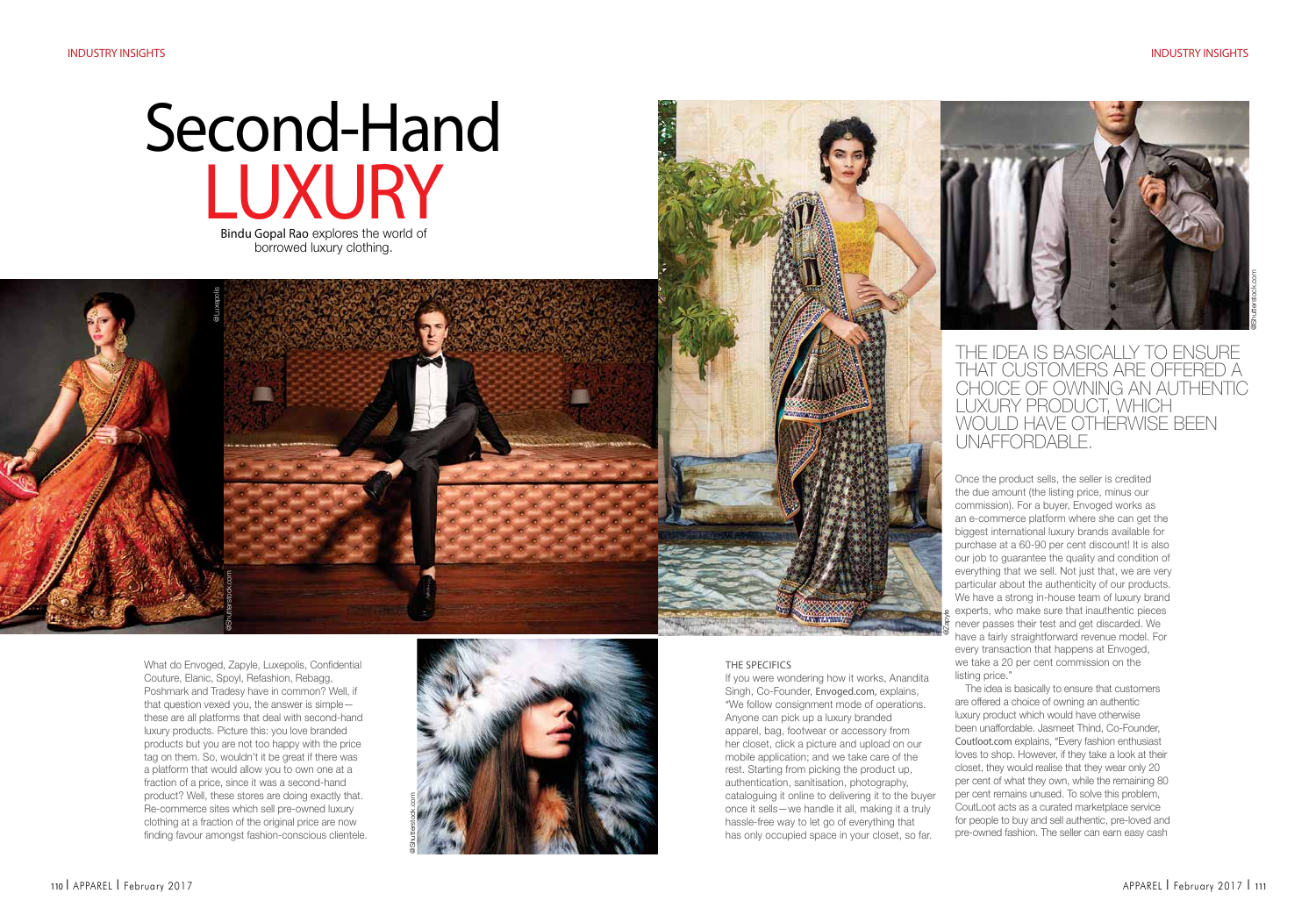# Second-Hand LUXURY

Bindu Gopal Rao explores the world of borrowed luxury clothing.

What do Envoged, Zapyle, Luxepolis, Confidential Couture, Elanic, Spoyl, Refashion, Rebagg, Poshmark and Tradesy have in common? Well, if that question vexed you, the answer is simple—these are all platforms that deal with second-hand luxury products. Picture this: you love branded products but you are not too happy with the price tag on them. So, wouldn't it be great if there was a platform that would allow you to own one at a fraction of a price, since it was a second-hand product? Well, these stores are doing exactly that. Re-commerce sites which sell pre-owned luxury clothing at a fraction of the original price are now finding favour amongst fashion-conscious clientele.

## THE SPECIFICS

If you were wondering how it works, Anandita Singh, Co-Founder, Envoged.com, explains, "We follow consignment mode of operations. Anyone can pick up a luxury branded apparel, bag, footwear or accessory from her closet, click a picture and upload on our mobile application; and we take care of the rest. Starting from picking the product up, authentication, sanitisation, photography, cataloguing it online to delivering it to the buyer once it sells—we handle it all, making it a truly hassle-free way to let go of everything that has only occupied space in your closet, so far. Once the product sells, the seller is credited the due amount (the listing price, minus our commission). For a buyer, Envoged works as an e-commerce platform where she can get the biggest international luxury brands available for purchase at a 60-90 per cent discount! It is also our job to guarantee the quality and condition of everything that we sell. Not just that, we are very particular about the authenticity of our products. We have a strong in-house team of luxury brand experts, who make sure that inauthentic pieces never passes their test and get discarded. We have a fairly straightforward revenue model. For every transaction that happens at Envoged, we take a 20 per cent commission on the listing price."

> THE IDEA IS BASICALLY TO ENSURE THAT CUSTOMERS ARE OFFERED A CHOICE OF OWNING AN AUTHENTIC LUXURY PRODUCT, WHICH WOULD HAVE OTHERWISE BEEN UNAFFORDABLE.

The idea is basically to ensure that customers are offered a choice of owning an authentic luxury product which would have otherwise been unaffordable. Jasmeet Thind, Co-Founder, Coutloot.com explains, "Every fashion enthusiast loves to shop. However, if they take a look at their closet, they would realise that they wear only 20 per cent of what they own, while the remaining 80 per cent remains unused. To solve this problem, CoutLoot acts as a curated marketplace service for people to buy and sell authentic, pre-loved and pre-owned fashion. The seller can earn easy cash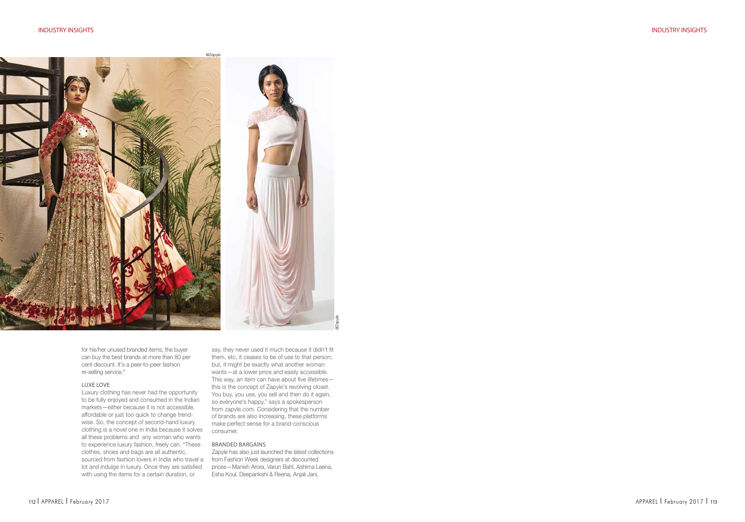for his/her unused branded items; the buyer can buy the best brands at more than 80 per cent discount. It's a peer-to-peer fashion re-selling service."

### LUXE LOVE

Luxury clothing has never had the opportunity to be fully enjoyed and consumed in the Indian markets—either because it is not accessible, affordable or just too quick to change trend-wise. So, the concept of second-hand luxury clothing is a novel one in India because it solves all these problems and any woman who wants to experience luxury fashion, freely can. "These clothes, shoes and bags are all authentic, sourced from fashion lovers in India who travel a lot and indulge in luxury. Once they are satisfied with using the items for a certain duration, or say, they never used it much because it didn't fit them, etc, it ceases to be of use to that person; but, it might be exactly what another woman wants—at a lower price and easily accessible. This way, an item can have about five lifetimes—this is the concept of Zapyle's revolving closet. You buy, you use, you sell and then do it again, so everyone's happy," says a spokesperson from zapyle.com. Considering that the number of brands are also increasing, these platforms make perfect sense for a brand-conscious consumer.

### BRANDED BARGAINS

Zapyle has also just launched the latest collections from Fashion Week designers at discounted prices—Manish Arora, Varun Bahl, Ashima Leena, Esha Koul, Deepankshi & Reena, Anjali Jani,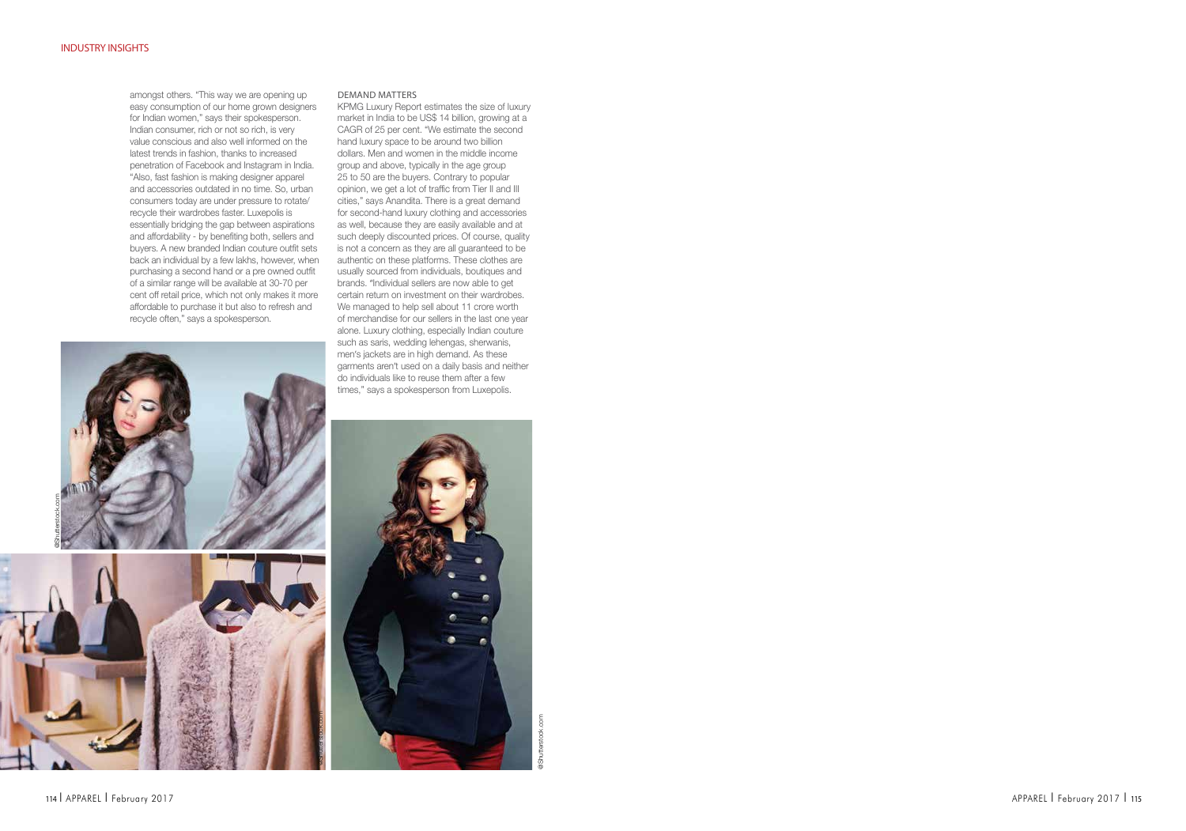amongst others. "This way we are opening up easy consumption of our home grown designers for Indian women," says their spokesperson. Indian consumer, rich or not so rich, is very value conscious and also well informed on the latest trends in fashion, thanks to increased penetration of Facebook and Instagram in India. "Also, fast fashion is making designer apparel and accessories outdated in no time. So, urban consumers today are under pressure to rotate/ recycle their wardrobes faster. Luxepolis is essentially bridging the gap between aspirations and affordability - by benefiting both, sellers and buyers. A new branded Indian couture outfit sets back an individual by a few lakhs, however, when purchasing a second hand or a pre owned outfit of a similar range will be available at 30-70 per cent off retail price, which not only makes it more affordable to purchase it but also to refresh and recycle often," says a spokesperson.

## DEMAND MATTERS

KPMG Luxury Report estimates the size of luxury market in India to be US$ 14 billion, growing at a CAGR of 25 per cent. "We estimate the second hand luxury space to be around two billion dollars. Men and women in the middle income group and above, typically in the age group 25 to 50 are the buyers. Contrary to popular opinion, we get a lot of traffic from Tier II and III cities," says Anandita. There is a great demand for second-hand luxury clothing and accessories as well, because they are easily available and at such deeply discounted prices. Of course, quality is not a concern as they are all guaranteed to be authentic on these platforms. These clothes are usually sourced from individuals, boutiques and brands. "Individual sellers are now able to get certain return on investment on their wardrobes. We managed to help sell about 11 crore worth of merchandise for our sellers in the last one year alone. Luxury clothing, especially Indian couture such as saris, wedding lehengas, sherwanis, men's jackets are in high demand. As these garments aren't used on a daily basis and neither do individuals like to reuse them after a few times," says a spokesperson from Luxepolis.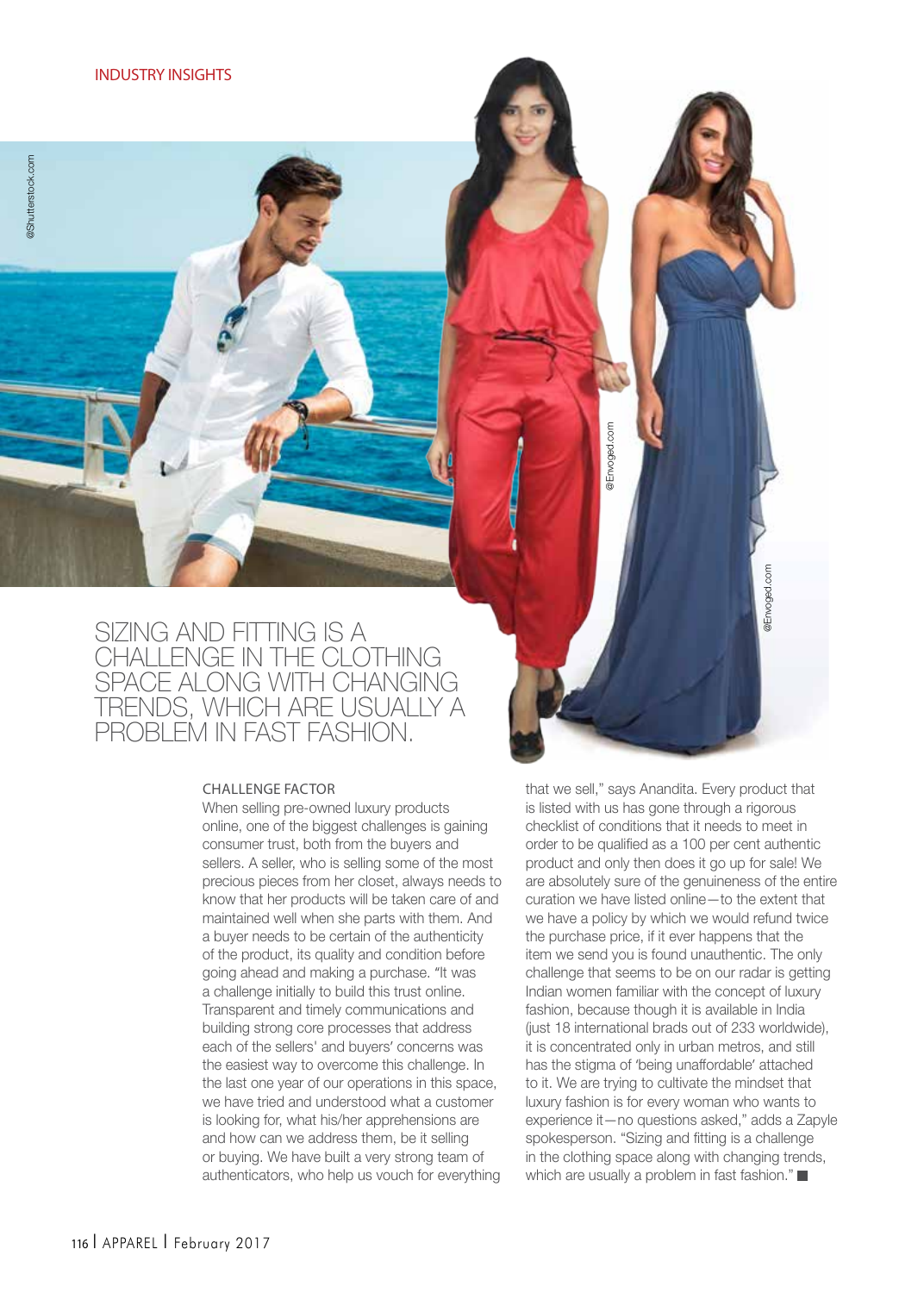SIZING AND FITTING IS A CHALLENGE IN THE CLOTHING SPACE ALONG WITH CHANGING TRENDS, WHICH ARE USUALLY A PROBLEM IN FAST FASHION.

## CHALLENGE FACTOR

When selling pre-owned luxury products online, one of the biggest challenges is gaining consumer trust, both from the buyers and sellers. A seller, who is selling some of the most precious pieces from her closet, always needs to know that her products will be taken care of and maintained well when she parts with them. And a buyer needs to be certain of the authenticity of the product, its quality and condition before going ahead and making a purchase. "It was a challenge initially to build this trust online. Transparent and timely communications and building strong core processes that address each of the sellers' and buyers' concerns was the easiest way to overcome this challenge. In the last one year of our operations in this space, we have tried and understood what a customer is looking for, what his/her apprehensions are and how can we address them, be it selling or buying. We have built a very strong team of authenticators, who help us vouch for everything that we sell," says Anandita. Every product that is listed with us has gone through a rigorous checklist of conditions that it needs to meet in order to be qualified as a 100 per cent authentic product and only then does it go up for sale! We are absolutely sure of the genuineness of the entire curation we have listed online—to the extent that we have a policy by which we would refund twice the purchase price, if it ever happens that the item we send you is found unauthentic. The only challenge that seems to be on our radar is getting Indian women familiar with the concept of luxury fashion, because though it is available in India (just 18 international brads out of 233 worldwide), it is concentrated only in urban metros, and still has the stigma of 'being unaffordable' attached to it. We are trying to cultivate the mindset that luxury fashion is for every woman who wants to experience it—no questions asked," adds a Zapyle spokesperson. "Sizing and fitting is a challenge in the clothing space along with changing trends, which are usually a problem in fast fashion." ■